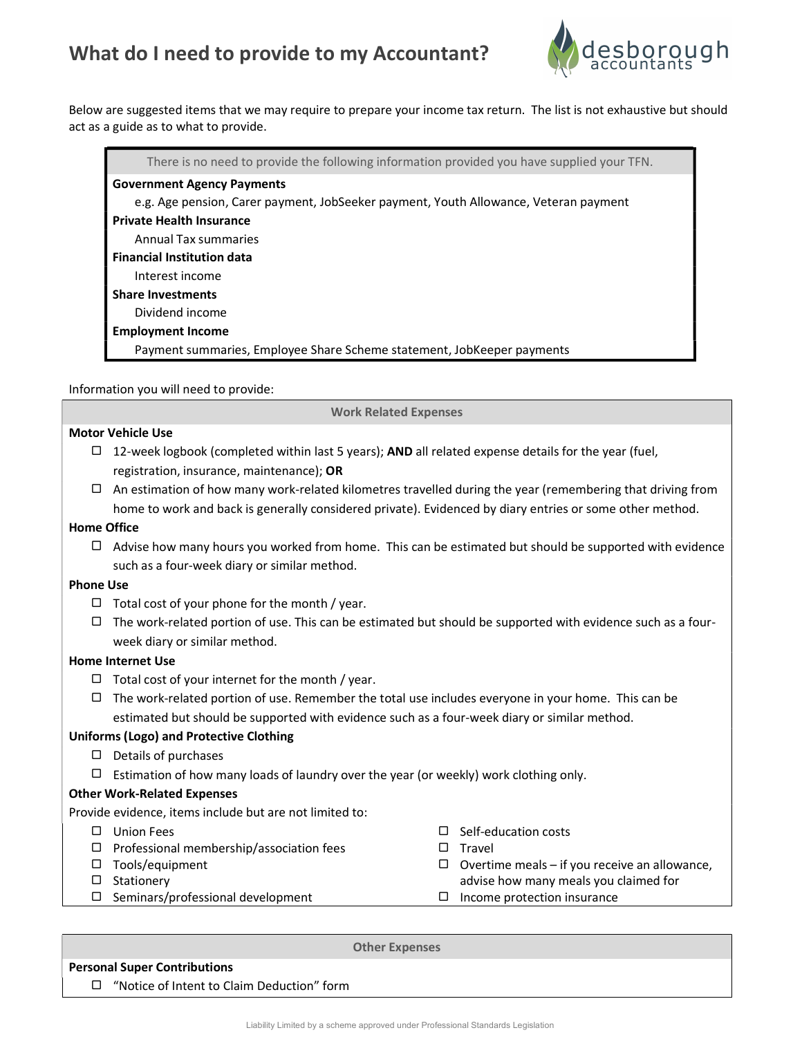# What do I need to provide to my Accountant?

Below are suggested items that we may require to prepare your income tax return. The list is not exhaustive but should act as a guide as to what to provide.

There is no need to provide the following information provided you have supplied your TFN.

**Government Agency Payments**

e.g. Age pension, Carer payment, JobSeeker payment, Youth Allowance, Veteran payment

**Private Health Insurance**

Annual Tax summaries

**Financial Institution data**

Interest income

**Share Investments**

Dividend income

**Employment Income**

Payment summaries, Employee Share Scheme statement, JobKeeper payments

Information you will need to provide:

## Work Related Expenses

**Motor Vehicle Use**

- ☐ 12-week logbook (completed within last 5 years); **AND** all related expense details for the year (fuel, registration, insurance, maintenance); **OR**
- ☐ An estimation of how many work-related kilometres travelled during the year (remembering that driving from home to work and back is generally considered private). Evidenced by diary entries or some other method.

**Home Office**

- ☐ Advise how many hours you worked from home. This can be estimated but should be supported with evidence such as a four-week diary or similar method.

**Phone Use**

- ☐ Total cost of your phone for the month / year.
- ☐ The work-related portion of use. This can be estimated but should be supported with evidence such as a four-week diary or similar method.

**Home Internet Use**

- ☐ Total cost of your internet for the month / year.
- ☐ The work-related portion of use. Remember the total use includes everyone in your home. This can be estimated but should be supported with evidence such as a four-week diary or similar method.

**Uniforms (Logo) and Protective Clothing**

- ☐ Details of purchases
- ☐ Estimation of how many loads of laundry over the year (or weekly) work clothing only.

**Other Work-Related Expenses**

Provide evidence, items include but are not limited to:

- ☐ Union Fees
- ☐ Professional membership/association fees
- ☐ Tools/equipment
- ☐ Stationery
- ☐ Seminars/professional development
- ☐ Self-education costs
- ☐ Travel
- ☐ Overtime meals – if you receive an allowance, advise how many meals you claimed for
- ☐ Income protection insurance

## Other Expenses

**Personal Super Contributions**

- ☐ "Notice of Intent to Claim Deduction" form

Liability Limited by a scheme approved under Professional Standards Legislation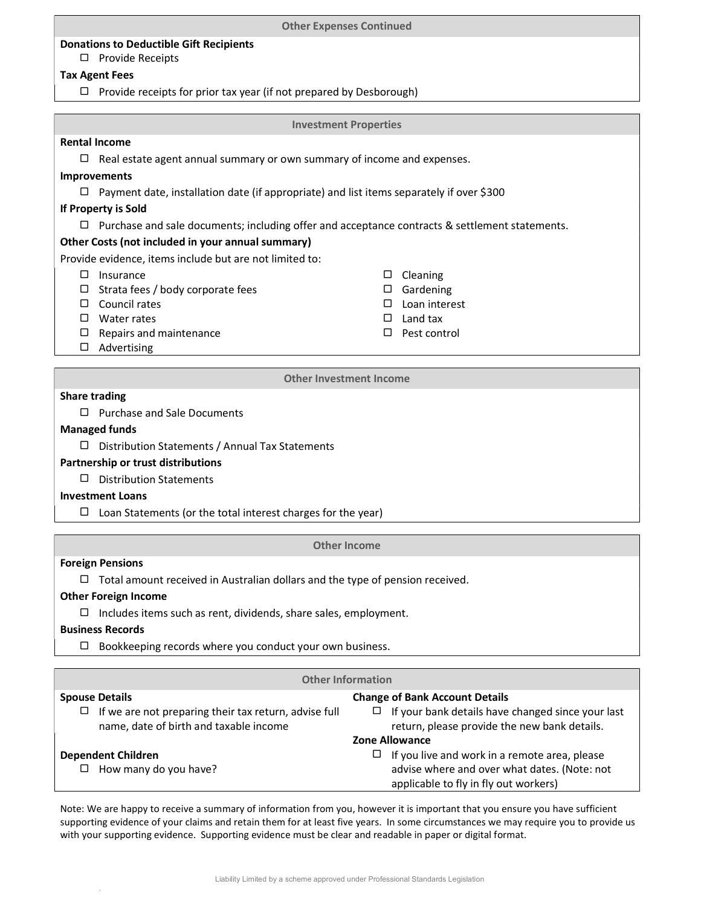## Other Expenses Continued

**Donations to Deductible Gift Recipients**

- ☐ Provide Receipts

**Tax Agent Fees**

- ☐ Provide receipts for prior tax year (if not prepared by Desborough)

## Investment Properties

**Rental Income**

- ☐ Real estate agent annual summary or own summary of income and expenses.

**Improvements**

- ☐ Payment date, installation date (if appropriate) and list items separately if over $300

**If Property is Sold**

- ☐ Purchase and sale documents; including offer and acceptance contracts & settlement statements.

**Other Costs (not included in your annual summary)**

Provide evidence, items include but are not limited to:

- ☐ Insurance
- ☐ Strata fees / body corporate fees
- ☐ Council rates
- ☐ Water rates
- ☐ Repairs and maintenance
- ☐ Advertising
- ☐ Cleaning
- ☐ Gardening
- ☐ Loan interest
- ☐ Land tax
- ☐ Pest control

## Other Investment Income

**Share trading**

- ☐ Purchase and Sale Documents

**Managed funds**

- ☐ Distribution Statements / Annual Tax Statements

**Partnership or trust distributions**

- ☐ Distribution Statements

**Investment Loans**

- ☐ Loan Statements (or the total interest charges for the year)

## Other Income

**Foreign Pensions**

- ☐ Total amount received in Australian dollars and the type of pension received.

**Other Foreign Income**

- ☐ Includes items such as rent, dividends, share sales, employment.

**Business Records**

- ☐ Bookkeeping records where you conduct your own business.

## Other Information

**Spouse Details**

- ☐ If we are not preparing their tax return, advise full name, date of birth and taxable income

**Dependent Children**

- ☐ How many do you have?

**Change of Bank Account Details**

- ☐ If your bank details have changed since your last return, please provide the new bank details.

**Zone Allowance**

- ☐ If you live and work in a remote area, please advise where and over what dates. (Note: not applicable to fly in fly out workers)

Note: We are happy to receive a summary of information from you, however it is important that you ensure you have sufficient supporting evidence of your claims and retain them for at least five years. In some circumstances we may require you to provide us with your supporting evidence. Supporting evidence must be clear and readable in paper or digital format.

Liability Limited by a scheme approved under Professional Standards Legislation